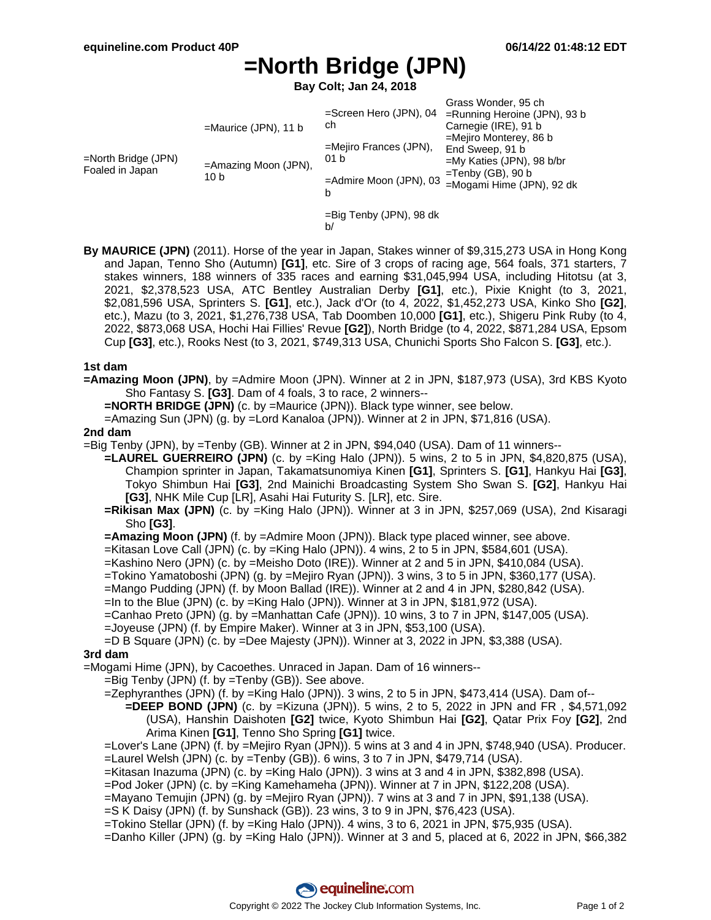# =North Bridge (JPN)

**Bay Colt; Jan 24, 2018**

| | | | |
|---|---|---|---|
| =North Bridge (JPN) Foaled in Japan | =Maurice (JPN), 11 b | =Screen Hero (JPN), 04 ch | Grass Wonder, 95 ch |
| | | | =Running Heroine (JPN), 93 b |
| | | =Mejiro Frances (JPN), 01 b | Carnegie (IRE), 91 b |
| | | | =Mejiro Monterey, 86 b |
| | =Amazing Moon (JPN), 10 b | =Admire Moon (JPN), 03 b | End Sweep, 91 b |
| | | | =My Katies (JPN), 98 b/br |
| | | =Big Tenby (JPN), 98 dk b/ | =Tenby (GB), 90 b |
| | | | =Mogami Hime (JPN), 92 dk |

**By MAURICE (JPN)** (2011). Horse of the year in Japan, Stakes winner of $9,315,273 USA in Hong Kong and Japan, Tenno Sho (Autumn) **[G1]**, etc. Sire of 3 crops of racing age, 564 foals, 371 starters, 7 stakes winners, 188 winners of 335 races and earning $31,045,994 USA, including Hitotsu (at 3, 2021, $2,378,523 USA, ATC Bentley Australian Derby **[G1]**, etc.), Pixie Knight (to 3, 2021, $2,081,596 USA, Sprinters S. **[G1]**, etc.), Jack d'Or (to 4, 2022, $1,452,273 USA, Kinko Sho **[G2]**, etc.), Mazu (to 3, 2021, $1,276,738 USA, Tab Doomben 10,000 **[G1]**, etc.), Shigeru Pink Ruby (to 4, 2022, $873,068 USA, Hochi Hai Fillies' Revue **[G2]**), North Bridge (to 4, 2022, $871,284 USA, Epsom Cup **[G3]**, etc.), Rooks Nest (to 3, 2021, $749,313 USA, Chunichi Sports Sho Falcon S. **[G3]**, etc.).

### 1st dam

**=Amazing Moon (JPN)**, by =Admire Moon (JPN). Winner at 2 in JPN, $187,973 (USA), 3rd KBS Kyoto Sho Fantasy S. **[G3]**. Dam of 4 foals, 3 to race, 2 winners--

- **=NORTH BRIDGE (JPN)** (c. by =Maurice (JPN)). Black type winner, see below.
- =Amazing Sun (JPN) (g. by =Lord Kanaloa (JPN)). Winner at 2 in JPN, $71,816 (USA).

### 2nd dam

=Big Tenby (JPN), by =Tenby (GB). Winner at 2 in JPN, $94,040 (USA). Dam of 11 winners--

- **=LAUREL GUERREIRO (JPN)** (c. by =King Halo (JPN)). 5 wins, 2 to 5 in JPN, $4,820,875 (USA), Champion sprinter in Japan, Takamatsunomiya Kinen **[G1]**, Sprinters S. **[G1]**, Hankyu Hai **[G3]**, Tokyo Shimbun Hai **[G3]**, 2nd Mainichi Broadcasting System Sho Swan S. **[G2]**, Hankyu Hai **[G3]**, NHK Mile Cup [LR], Asahi Hai Futurity S. [LR], etc. Sire.
- **=Rikisan Max (JPN)** (c. by =King Halo (JPN)). Winner at 3 in JPN, $257,069 (USA), 2nd Kisaragi Sho **[G3]**.
- **=Amazing Moon (JPN)** (f. by =Admire Moon (JPN)). Black type placed winner, see above.
- =Kitasan Love Call (JPN) (c. by =King Halo (JPN)). 4 wins, 2 to 5 in JPN, $584,601 (USA).
- =Kashino Nero (JPN) (c. by =Meisho Doto (IRE)). Winner at 2 and 5 in JPN, $410,084 (USA).
- =Tokino Yamatoboshi (JPN) (g. by =Mejiro Ryan (JPN)). 3 wins, 3 to 5 in JPN, $360,177 (USA).
- =Mango Pudding (JPN) (f. by Moon Ballad (IRE)). Winner at 2 and 4 in JPN, $280,842 (USA).
- =In to the Blue (JPN) (c. by =King Halo (JPN)). Winner at 3 in JPN, $181,972 (USA).
- =Canhao Preto (JPN) (g. by =Manhattan Cafe (JPN)). 10 wins, 3 to 7 in JPN, $147,005 (USA).
- =Joyeuse (JPN) (f. by Empire Maker). Winner at 3 in JPN, $53,100 (USA).
- =D B Square (JPN) (c. by =Dee Majesty (JPN)). Winner at 3, 2022 in JPN, $3,388 (USA).

### 3rd dam

=Mogami Hime (JPN), by Cacoethes. Unraced in Japan. Dam of 16 winners--

- =Big Tenby (JPN) (f. by =Tenby (GB)). See above.
- =Zephyranthes (JPN) (f. by =King Halo (JPN)). 3 wins, 2 to 5 in JPN, $473,414 (USA). Dam of--
  - **=DEEP BOND (JPN)** (c. by =Kizuna (JPN)). 5 wins, 2 to 5, 2022 in JPN and FR , $4,571,092 (USA), Hanshin Daishoten **[G2]** twice, Kyoto Shimbun Hai **[G2]**, Qatar Prix Foy **[G2]**, 2nd Arima Kinen **[G1]**, Tenno Sho Spring **[G1]** twice.
- =Lover's Lane (JPN) (f. by =Mejiro Ryan (JPN)). 5 wins at 3 and 4 in JPN, $748,940 (USA). Producer.
- =Laurel Welsh (JPN) (c. by =Tenby (GB)). 6 wins, 3 to 7 in JPN, $479,714 (USA).
- =Kitasan Inazuma (JPN) (c. by =King Halo (JPN)). 3 wins at 3 and 4 in JPN, $382,898 (USA).
- =Pod Joker (JPN) (c. by =King Kamehameha (JPN)). Winner at 7 in JPN, $122,208 (USA).
- =Mayano Temujin (JPN) (g. by =Mejiro Ryan (JPN)). 7 wins at 3 and 7 in JPN, $91,138 (USA).
- =S K Daisy (JPN) (f. by Sunshack (GB)). 23 wins, 3 to 9 in JPN, $76,423 (USA).
- =Tokino Stellar (JPN) (f. by =King Halo (JPN)). 4 wins, 3 to 6, 2021 in JPN, $75,935 (USA).
- =Danho Killer (JPN) (g. by =King Halo (JPN)). Winner at 3 and 5, placed at 6, 2022 in JPN, $66,382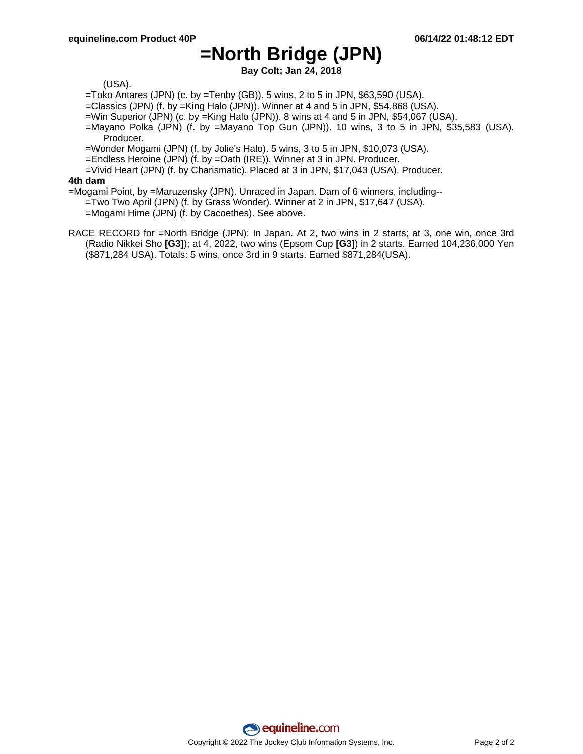# =North Bridge (JPN)

**Bay Colt; Jan 24, 2018**

(USA).

=Toko Antares (JPN) (c. by =Tenby (GB)). 5 wins, 2 to 5 in JPN, $63,590 (USA).

=Classics (JPN) (f. by =King Halo (JPN)). Winner at 4 and 5 in JPN, $54,868 (USA).

=Win Superior (JPN) (c. by =King Halo (JPN)). 8 wins at 4 and 5 in JPN, $54,067 (USA).

=Mayano Polka (JPN) (f. by =Mayano Top Gun (JPN)). 10 wins, 3 to 5 in JPN, $35,583 (USA). Producer.

=Wonder Mogami (JPN) (f. by Jolie's Halo). 5 wins, 3 to 5 in JPN, $10,073 (USA).

=Endless Heroine (JPN) (f. by =Oath (IRE)). Winner at 3 in JPN. Producer.

=Vivid Heart (JPN) (f. by Charismatic). Placed at 3 in JPN, $17,043 (USA). Producer.

**4th dam**

=Mogami Point, by =Maruzensky (JPN). Unraced in Japan. Dam of 6 winners, including--

=Two Two April (JPN) (f. by Grass Wonder). Winner at 2 in JPN, $17,647 (USA).

=Mogami Hime (JPN) (f. by Cacoethes). See above.

RACE RECORD for =North Bridge (JPN): In Japan. At 2, two wins in 2 starts; at 3, one win, once 3rd (Radio Nikkei Sho **[G3]**); at 4, 2022, two wins (Epsom Cup **[G3]**) in 2 starts. Earned 104,236,000 Yen ($871,284 USA). Totals: 5 wins, once 3rd in 9 starts. Earned $871,284(USA).